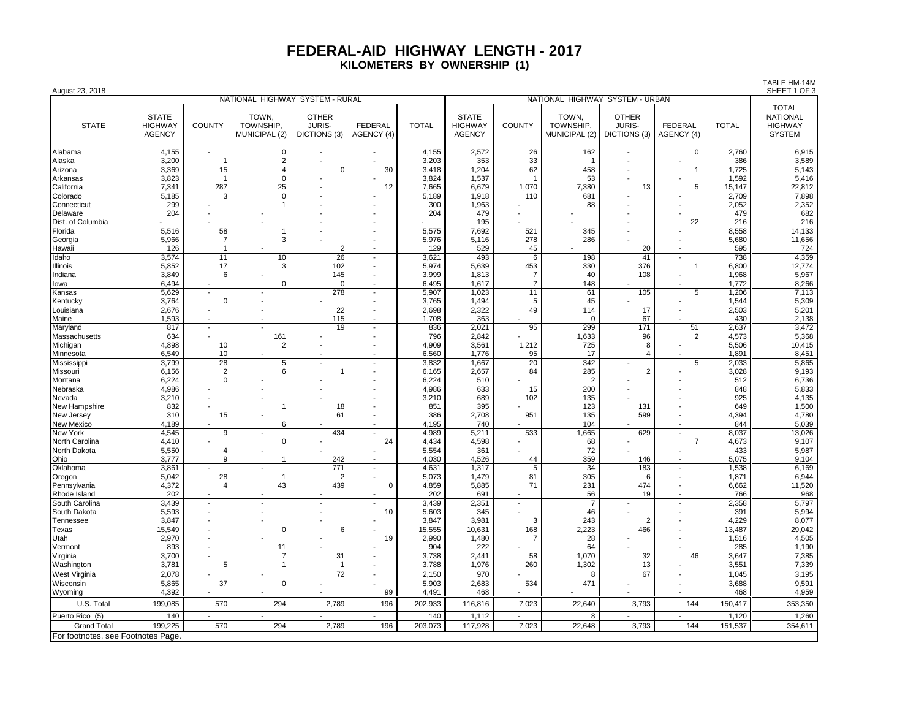# FEDERAL-AID HIGHWAY LENGTH - 2017

## KILOMETERS BY OWNERSHIP (1)

August 23, 2018

TABLE HM-14M
SHEET 1 OF 3

| STATE | NATIONAL HIGHWAY SYSTEM - RURAL | | | | | | NATIONAL HIGHWAY SYSTEM - URBAN | | | | | | TOTAL NATIONAL HIGHWAY SYSTEM |
|---|---|---|---|---|---|---|---|---|---|---|---|---|---|
| | STATE HIGHWAY AGENCY | COUNTY | TOWN, TOWNSHIP, MUNICIPAL (2) | OTHER JURIS-DICTIONS (3) | FEDERAL AGENCY (4) | TOTAL | STATE HIGHWAY AGENCY | COUNTY | TOWN, TOWNSHIP, MUNICIPAL (2) | OTHER JURIS-DICTIONS (3) | FEDERAL AGENCY (4) | TOTAL | |
| Alabama | 4,155 | - | 0 | - | - | 4,155 | 2,572 | 26 | 162 | - | 0 | 2,760 | 6,915 |
| Alaska | 3,200 | 1 | 2 | - | - | 3,203 | 353 | 33 | 1 | - | - | 386 | 3,589 |
| Arizona | 3,369 | 15 | 4 | 0 | 30 | 3,418 | 1,204 | 62 | 458 | - | 1 | 1,725 | 5,143 |
| Arkansas | 3,823 | 1 | 0 | - | - | 3,824 | 1,537 | 1 | 53 | - | - | 1,592 | 5,416 |
| California | 7,341 | 287 | 25 | - | 12 | 7,665 | 6,679 | 1,070 | 7,380 | 13 | 5 | 15,147 | 22,812 |
| Colorado | 5,185 | 3 | 0 | - | - | 5,189 | 1,918 | 110 | 681 | - | - | 2,709 | 7,898 |
| Connecticut | 299 | - | 1 | - | - | 300 | 1,963 | - | 88 | - | - | 2,052 | 2,352 |
| Delaware | 204 | - | - | - | - | 204 | 479 | - | - | - | - | 479 | 682 |
| Dist. of Columbia | - | - | - | - | - | - | 195 | - | - | - | 22 | 216 | 216 |
| Florida | 5,516 | 58 | 1 | - | - | 5,575 | 7,692 | 521 | 345 | - | - | 8,558 | 14,133 |
| Georgia | 5,966 | 7 | 3 | - | - | 5,976 | 5,116 | 278 | 286 | - | - | 5,680 | 11,656 |
| Hawaii | 126 | 1 | - | 2 | - | 129 | 529 | 45 | - | 20 | - | 595 | 724 |
| Idaho | 3,574 | 11 | 10 | 26 | - | 3,621 | 493 | 6 | 198 | 41 | - | 738 | 4,359 |
| Illinois | 5,852 | 17 | 3 | 102 | - | 5,974 | 5,639 | 453 | 330 | 376 | 1 | 6,800 | 12,774 |
| Indiana | 3,849 | 6 | - | 145 | - | 3,999 | 1,813 | 7 | 40 | 108 | - | 1,968 | 5,967 |
| Iowa | 6,494 | - | 0 | 0 | - | 6,495 | 1,617 | 7 | 148 | - | - | 1,772 | 8,266 |
| Kansas | 5,629 | - | - | 278 | - | 5,907 | 1,023 | 11 | 61 | 105 | 5 | 1,206 | 7,113 |
| Kentucky | 3,764 | 0 | - | - | - | 3,765 | 1,494 | 5 | 45 | - | - | 1,544 | 5,309 |
| Louisiana | 2,676 | - | - | 22 | - | 2,698 | 2,322 | 49 | 114 | 17 | - | 2,503 | 5,201 |
| Maine | 1,593 | - | - | 115 | - | 1,708 | 363 | - | 0 | 67 | - | 430 | 2,138 |
| Maryland | 817 | - | - | 19 | - | 836 | 2,021 | 95 | 299 | 171 | 51 | 2,637 | 3,472 |
| Massachusetts | 634 | - | 161 | - | - | 796 | 2,842 | - | 1,633 | 96 | 2 | 4,573 | 5,368 |
| Michigan | 4,898 | 10 | 2 | - | - | 4,909 | 3,561 | 1,212 | 725 | 8 | - | 5,506 | 10,415 |
| Minnesota | 6,549 | 10 | - | - | - | 6,560 | 1,776 | 95 | 17 | 4 | - | 1,891 | 8,451 |
| Mississippi | 3,799 | 28 | 5 | - | - | 3,832 | 1,667 | 20 | 342 | - | 5 | 2,033 | 5,865 |
| Missouri | 6,156 | 2 | 6 | 1 | - | 6,165 | 2,657 | 84 | 285 | 2 | - | 3,028 | 9,193 |
| Montana | 6,224 | 0 | - | - | - | 6,224 | 510 | - | 2 | - | - | 512 | 6,736 |
| Nebraska | 4,986 | - | - | - | - | 4,986 | 633 | 15 | 200 | - | - | 848 | 5,833 |
| Nevada | 3,210 | - | - | - | - | 3,210 | 689 | 102 | 135 | - | - | 925 | 4,135 |
| New Hampshire | 832 | - | 1 | 18 | - | 851 | 395 | - | 123 | 131 | - | 649 | 1,500 |
| New Jersey | 310 | 15 | - | 61 | - | 386 | 2,708 | 951 | 135 | 599 | - | 4,394 | 4,780 |
| New Mexico | 4,189 | - | 6 | - | - | 4,195 | 740 | - | 104 | - | - | 844 | 5,039 |
| New York | 4,545 | 9 | - | 434 | - | 4,989 | 5,211 | 533 | 1,665 | 629 | - | 8,037 | 13,026 |
| North Carolina | 4,410 | - | 0 | - | 24 | 4,434 | 4,598 | - | 68 | - | 7 | 4,673 | 9,107 |
| North Dakota | 5,550 | 4 | - | - | - | 5,554 | 361 | - | 72 | - | - | 433 | 5,987 |
| Ohio | 3,777 | 9 | 1 | 242 | - | 4,030 | 4,526 | 44 | 359 | 146 | - | 5,075 | 9,104 |
| Oklahoma | 3,861 | - | - | 771 | - | 4,631 | 1,317 | 5 | 34 | 183 | - | 1,538 | 6,169 |
| Oregon | 5,042 | 28 | 1 | 2 | - | 5,073 | 1,479 | 81 | 305 | 6 | - | 1,871 | 6,944 |
| Pennsylvania | 4,372 | 4 | 43 | 439 | 0 | 4,859 | 5,885 | 71 | 231 | 474 | - | 6,662 | 11,520 |
| Rhode Island | 202 | - | - | - | - | 202 | 691 | - | 56 | 19 | - | 766 | 968 |
| South Carolina | 3,439 | - | - | - | - | 3,439 | 2,351 | - | 7 | - | - | 2,358 | 5,797 |
| South Dakota | 5,593 | - | - | - | 10 | 5,603 | 345 | - | 46 | - | - | 391 | 5,994 |
| Tennessee | 3,847 | - | - | - | - | 3,847 | 3,981 | 3 | 243 | 2 | - | 4,229 | 8,077 |
| Texas | 15,549 | - | 0 | 6 | - | 15,555 | 10,631 | 168 | 2,223 | 466 | - | 13,487 | 29,042 |
| Utah | 2,970 | - | - | - | 19 | 2,990 | 1,480 | 7 | 28 | - | - | 1,516 | 4,505 |
| Vermont | 893 | - | 11 | - | - | 904 | 222 | - | 64 | - | - | 285 | 1,190 |
| Virginia | 3,700 | - | 7 | 31 | - | 3,738 | 2,441 | 58 | 1,070 | 32 | 46 | 3,647 | 7,385 |
| Washington | 3,781 | 5 | 1 | 1 | - | 3,788 | 1,976 | 260 | 1,302 | 13 | - | 3,551 | 7,339 |
| West Virginia | 2,078 | - | - | 72 | - | 2,150 | 970 | - | 8 | 67 | - | 1,045 | 3,195 |
| Wisconsin | 5,865 | 37 | 0 | - | - | 5,903 | 2,683 | 534 | 471 | - | - | 3,688 | 9,591 |
| Wyoming | 4,392 | - | - | - | 99 | 4,491 | 468 | - | - | - | - | 468 | 4,959 |
| U.S. Total | 199,085 | 570 | 294 | 2,789 | 196 | 202,933 | 116,816 | 7,023 | 22,640 | 3,793 | 144 | 150,417 | 353,350 |
| Puerto Rico (5) | 140 | - | - | - | - | 140 | 1,112 | - | 8 | - | - | 1,120 | 1,260 |
| Grand Total | 199,225 | 570 | 294 | 2,789 | 196 | 203,073 | 117,928 | 7,023 | 22,648 | 3,793 | 144 | 151,537 | 354,611 |

For footnotes, see Footnotes Page.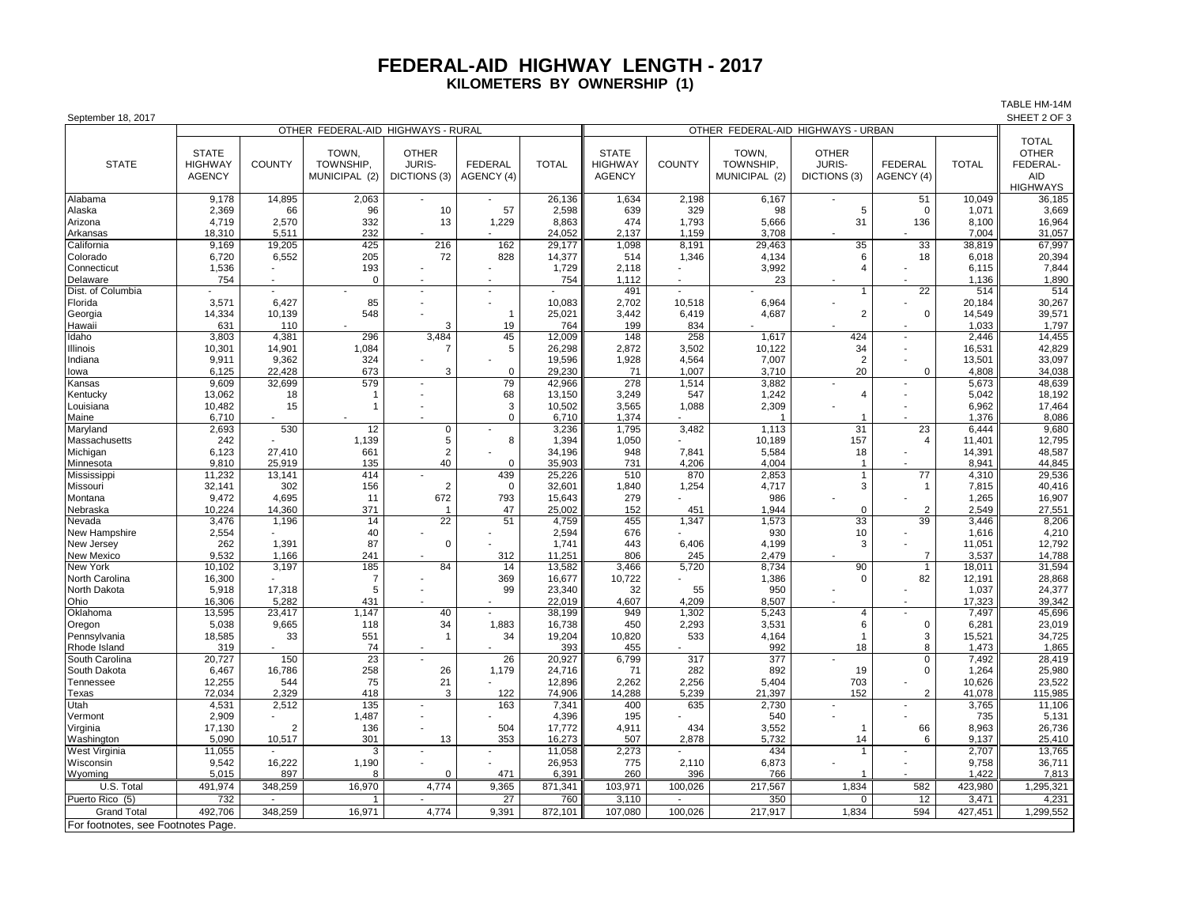# FEDERAL-AID HIGHWAY LENGTH - 2017

## KILOMETERS BY OWNERSHIP (1)

TABLE HM-14M
SHEET 2 OF 3

September 18, 2017

| STATE | OTHER FEDERAL-AID HIGHWAYS - RURAL | | | | | | OTHER FEDERAL-AID HIGHWAYS - URBAN | | | | | | TOTAL OTHER FEDERAL-AID HIGHWAYS |
|---|---|---|---|---|---|---|---|---|---|---|---|---|---|
| | STATE HIGHWAY AGENCY | COUNTY | TOWN, TOWNSHIP, MUNICIPAL (2) | OTHER JURIS-DICTIONS (3) | FEDERAL AGENCY (4) | TOTAL | STATE HIGHWAY AGENCY | COUNTY | TOWN, TOWNSHIP, MUNICIPAL (2) | OTHER JURIS-DICTIONS (3) | FEDERAL AGENCY (4) | TOTAL | |
| Alabama | 9,178 | 14,895 | 2,063 | - | - | 26,136 | 1,634 | 2,198 | 6,167 | - | 51 | 10,049 | 36,185 |
| Alaska | 2,369 | 66 | 96 | 10 | 57 | 2,598 | 639 | 329 | 98 | 5 | 0 | 1,071 | 3,669 |
| Arizona | 4,719 | 2,570 | 332 | 13 | 1,229 | 8,863 | 474 | 1,793 | 5,666 | 31 | 136 | 8,100 | 16,964 |
| Arkansas | 18,310 | 5,511 | 232 | - | - | 24,052 | 2,137 | 1,159 | 3,708 | - | - | 7,004 | 31,057 |
| California | 9,169 | 19,205 | 425 | 216 | 162 | 29,177 | 1,098 | 8,191 | 29,463 | 35 | 33 | 38,819 | 67,997 |
| Colorado | 6,720 | 6,552 | 205 | 72 | 828 | 14,377 | 514 | 1,346 | 4,134 | 6 | 18 | 6,018 | 20,394 |
| Connecticut | 1,536 | - | 193 | - | - | 1,729 | 2,118 | - | 3,992 | 4 | - | 6,115 | 7,844 |
| Delaware | 754 | - | 0 | - | - | 754 | 1,112 | - | 23 | - | - | 1,136 | 1,890 |
| Dist. of Columbia | - | - | - | - | - | - | 491 | - | - | 1 | 22 | 514 | 514 |
| Florida | 3,571 | 6,427 | 85 | - | - | 10,083 | 2,702 | 10,518 | 6,964 | - | - | 20,184 | 30,267 |
| Georgia | 14,334 | 10,139 | 548 | - | 1 | 25,021 | 3,442 | 6,419 | 4,687 | 2 | 0 | 14,549 | 39,571 |
| Hawaii | 631 | 110 | - | 3 | 19 | 764 | 199 | 834 | - | - | - | 1,033 | 1,797 |
| Idaho | 3,803 | 4,381 | 296 | 3,484 | 45 | 12,009 | 148 | 258 | 1,617 | 424 | - | 2,446 | 14,455 |
| Illinois | 10,301 | 14,901 | 1,084 | 7 | 5 | 26,298 | 2,872 | 3,502 | 10,122 | 34 | - | 16,531 | 42,829 |
| Indiana | 9,911 | 9,362 | 324 | - | - | 19,596 | 1,928 | 4,564 | 7,007 | 2 | - | 13,501 | 33,097 |
| Iowa | 6,125 | 22,428 | 673 | 3 | 0 | 29,230 | 71 | 1,007 | 3,710 | 20 | 0 | 4,808 | 34,038 |
| Kansas | 9,609 | 32,699 | 579 | - | 79 | 42,966 | 278 | 1,514 | 3,882 | - | - | 5,673 | 48,639 |
| Kentucky | 13,062 | 18 | 1 | - | 68 | 13,150 | 3,249 | 547 | 1,242 | 4 | - | 5,042 | 18,192 |
| Louisiana | 10,482 | 15 | 1 | - | 3 | 10,502 | 3,565 | 1,088 | 2,309 | - | - | 6,962 | 17,464 |
| Maine | 6,710 | - | - | - | 0 | 6,710 | 1,374 | - | 1 | 1 | - | 1,376 | 8,086 |
| Maryland | 2,693 | 530 | 12 | 0 | - | 3,236 | 1,795 | 3,482 | 1,113 | 31 | 23 | 6,444 | 9,680 |
| Massachusetts | 242 | - | 1,139 | 5 | 8 | 1,394 | 1,050 | - | 10,189 | 157 | 4 | 11,401 | 12,795 |
| Michigan | 6,123 | 27,410 | 661 | 2 | - | 34,196 | 948 | 7,841 | 5,584 | 18 | - | 14,391 | 48,587 |
| Minnesota | 9,810 | 25,919 | 135 | 40 | 0 | 35,903 | 731 | 4,206 | 4,004 | 1 | - | 8,941 | 44,845 |
| Mississippi | 11,232 | 13,141 | 414 | - | 439 | 25,226 | 510 | 870 | 2,853 | 1 | 77 | 4,310 | 29,536 |
| Missouri | 32,141 | 302 | 156 | 2 | 0 | 32,601 | 1,840 | 1,254 | 4,717 | 3 | 1 | 7,815 | 40,416 |
| Montana | 9,472 | 4,695 | 11 | 672 | 793 | 15,643 | 279 | - | 986 | - | - | 1,265 | 16,907 |
| Nebraska | 10,224 | 14,360 | 371 | 1 | 47 | 25,002 | 152 | 451 | 1,944 | 0 | 2 | 2,549 | 27,551 |
| Nevada | 3,476 | 1,196 | 14 | 22 | 51 | 4,759 | 455 | 1,347 | 1,573 | 33 | 39 | 3,446 | 8,206 |
| New Hampshire | 2,554 | - | 40 | - | - | 2,594 | 676 | - | 930 | 10 | - | 1,616 | 4,210 |
| New Jersey | 262 | 1,391 | 87 | 0 | - | 1,741 | 443 | 6,406 | 4,199 | 3 | - | 11,051 | 12,792 |
| New Mexico | 9,532 | 1,166 | 241 | - | 312 | 11,251 | 806 | 245 | 2,479 | - | 7 | 3,537 | 14,788 |
| New York | 10,102 | 3,197 | 185 | 84 | 14 | 13,582 | 3,466 | 5,720 | 8,734 | 90 | 1 | 18,011 | 31,594 |
| North Carolina | 16,300 | - | 7 | - | 369 | 16,677 | 10,722 | - | 1,386 | 0 | 82 | 12,191 | 28,868 |
| North Dakota | 5,918 | 17,318 | 5 | - | 99 | 23,340 | 32 | 55 | 950 | - | - | 1,037 | 24,377 |
| Ohio | 16,306 | 5,282 | 431 | - | - | 22,019 | 4,607 | 4,209 | 8,507 | - | - | 17,323 | 39,342 |
| Oklahoma | 13,595 | 23,417 | 1,147 | 40 | - | 38,199 | 949 | 1,302 | 5,243 | 4 | - | 7,497 | 45,696 |
| Oregon | 5,038 | 9,665 | 118 | 34 | 1,883 | 16,738 | 450 | 2,293 | 3,531 | 6 | 0 | 6,281 | 23,019 |
| Pennsylvania | 18,585 | 33 | 551 | 1 | 34 | 19,204 | 10,820 | 533 | 4,164 | 1 | 3 | 15,521 | 34,725 |
| Rhode Island | 319 | - | 74 | - | - | 393 | 455 | - | 992 | 18 | 8 | 1,473 | 1,865 |
| South Carolina | 20,727 | 150 | 23 | - | 26 | 20,927 | 6,799 | 317 | 377 | - | 0 | 7,492 | 28,419 |
| South Dakota | 6,467 | 16,786 | 258 | 26 | 1,179 | 24,716 | 71 | 282 | 892 | 19 | 0 | 1,264 | 25,980 |
| Tennessee | 12,255 | 544 | 75 | 21 | - | 12,896 | 2,262 | 2,256 | 5,404 | 703 | - | 10,626 | 23,522 |
| Texas | 72,034 | 2,329 | 418 | 3 | 122 | 74,906 | 14,288 | 5,239 | 21,397 | 152 | 2 | 41,078 | 115,985 |
| Utah | 4,531 | 2,512 | 135 | - | 163 | 7,341 | 400 | 635 | 2,730 | - | - | 3,765 | 11,106 |
| Vermont | 2,909 | - | 1,487 | - | - | 4,396 | 195 | - | 540 | - | - | 735 | 5,131 |
| Virginia | 17,130 | 2 | 136 | - | 504 | 17,772 | 4,911 | 434 | 3,552 | 1 | 66 | 8,963 | 26,736 |
| Washington | 5,090 | 10,517 | 301 | 13 | 353 | 16,273 | 507 | 2,878 | 5,732 | 14 | 6 | 9,137 | 25,410 |
| West Virginia | 11,055 | - | 3 | - | - | 11,058 | 2,273 | - | 434 | 1 | - | 2,707 | 13,765 |
| Wisconsin | 9,542 | 16,222 | 1,190 | - | - | 26,953 | 775 | 2,110 | 6,873 | - | - | 9,758 | 36,711 |
| Wyoming | 5,015 | 897 | 8 | 0 | 471 | 6,391 | 260 | 396 | 766 | 1 | - | 1,422 | 7,813 |
| U.S. Total | 491,974 | 348,259 | 16,970 | 4,774 | 9,365 | 871,341 | 103,971 | 100,026 | 217,567 | 1,834 | 582 | 423,980 | 1,295,321 |
| Puerto Rico (5) | 732 | - | 1 | - | 27 | 760 | 3,110 | - | 350 | 0 | 12 | 3,471 | 4,231 |
| Grand Total | 492,706 | 348,259 | 16,971 | 4,774 | 9,391 | 872,101 | 107,080 | 100,026 | 217,917 | 1,834 | 594 | 427,451 | 1,299,552 |

For footnotes, see Footnotes Page.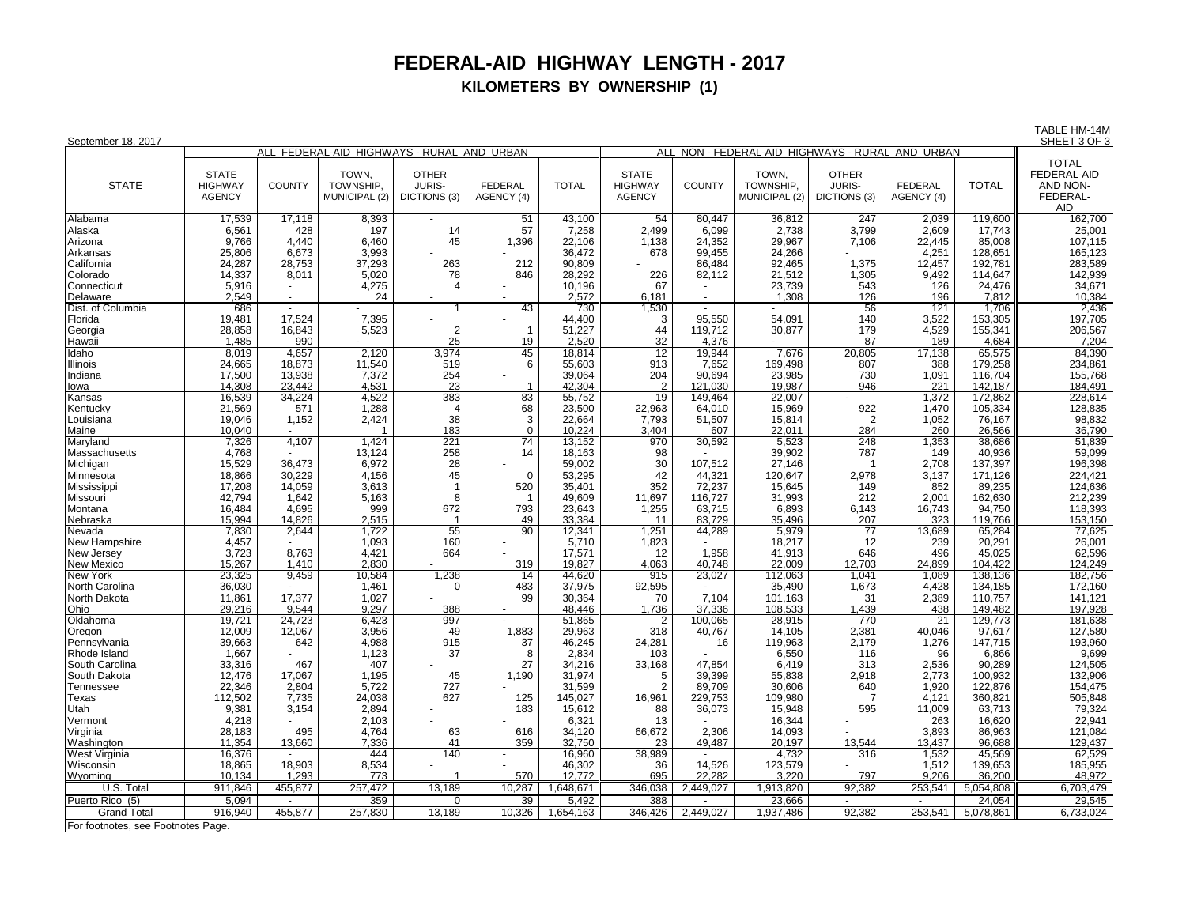# FEDERAL-AID HIGHWAY LENGTH - 2017

## KILOMETERS BY OWNERSHIP (1)

September 18, 2017

TABLE HM-14M
SHEET 3 OF 3

| STATE | ALL FEDERAL-AID HIGHWAYS - RURAL AND URBAN | | | | | | ALL NON - FEDERAL-AID HIGHWAYS - RURAL AND URBAN | | | | | | TOTAL FEDERAL-AID AND NON-FEDERAL-AID |
|---|---|---|---|---|---|---|---|---|---|---|---|---|---|
| | STATE HIGHWAY AGENCY | COUNTY | TOWN, TOWNSHIP, MUNICIPAL (2) | OTHER JURIS-DICTIONS (3) | FEDERAL AGENCY (4) | TOTAL | STATE HIGHWAY AGENCY | COUNTY | TOWN, TOWNSHIP, MUNICIPAL (2) | OTHER JURIS-DICTIONS (3) | FEDERAL AGENCY (4) | TOTAL | |
| Alabama | 17,539 | 17,118 | 8,393 | - | 51 | 43,100 | 54 | 80,447 | 36,812 | 247 | 2,039 | 119,600 | 162,700 |
| Alaska | 6,561 | 428 | 197 | 14 | 57 | 7,258 | 2,499 | 6,099 | 2,738 | 3,799 | 2,609 | 17,743 | 25,001 |
| Arizona | 9,766 | 4,440 | 6,460 | 45 | 1,396 | 22,106 | 1,138 | 24,352 | 29,967 | 7,106 | 22,445 | 85,008 | 107,115 |
| Arkansas | 25,806 | 6,673 | 3,993 | - | - | 36,472 | 678 | 99,455 | 24,266 | - | 4,251 | 128,651 | 165,123 |
| California | 24,287 | 28,753 | 37,293 | 263 | 212 | 90,809 | - | 86,484 | 92,465 | 1,375 | 12,457 | 192,781 | 283,589 |
| Colorado | 14,337 | 8,011 | 5,020 | 78 | 846 | 28,292 | 226 | 82,112 | 21,512 | 1,305 | 9,492 | 114,647 | 142,939 |
| Connecticut | 5,916 | - | 4,275 | 4 | - | 10,196 | 67 | - | 23,739 | 543 | 126 | 24,476 | 34,671 |
| Delaware | 2,549 | - | 24 | - | - | 2,572 | 6,181 | - | 1,308 | 126 | 196 | 7,812 | 10,384 |
| Dist. of Columbia | 686 | - | - | 1 | 43 | 730 | 1,530 | - | - | 56 | 121 | 1,706 | 2,436 |
| Florida | 19,481 | 17,524 | 7,395 | - | - | 44,400 | 3 | 95,550 | 54,091 | 140 | 3,522 | 153,305 | 197,705 |
| Georgia | 28,858 | 16,843 | 5,523 | 2 | 1 | 51,227 | 44 | 119,712 | 30,877 | 179 | 4,529 | 155,341 | 206,567 |
| Hawaii | 1,485 | 990 | - | 25 | 19 | 2,520 | 32 | 4,376 | - | 87 | 189 | 4,684 | 7,204 |
| Idaho | 8,019 | 4,657 | 2,120 | 3,974 | 45 | 18,814 | 12 | 19,944 | 7,676 | 20,805 | 17,138 | 65,575 | 84,390 |
| Illinois | 24,665 | 18,873 | 11,540 | 519 | 6 | 55,603 | 913 | 7,652 | 169,498 | 807 | 388 | 179,258 | 234,861 |
| Indiana | 17,500 | 13,938 | 7,372 | 254 | - | 39,064 | 204 | 90,694 | 23,985 | 730 | 1,091 | 116,704 | 155,768 |
| Iowa | 14,308 | 23,442 | 4,531 | 23 | 1 | 42,304 | 2 | 121,030 | 19,987 | 946 | 221 | 142,187 | 184,491 |
| Kansas | 16,539 | 34,224 | 4,522 | 383 | 83 | 55,752 | 19 | 149,464 | 22,007 | - | 1,372 | 172,862 | 228,614 |
| Kentucky | 21,569 | 571 | 1,288 | 4 | 68 | 23,500 | 22,963 | 64,010 | 15,969 | 922 | 1,470 | 105,334 | 128,835 |
| Louisiana | 19,046 | 1,152 | 2,424 | 38 | 3 | 22,664 | 7,793 | 51,507 | 15,814 | 2 | 1,052 | 76,167 | 98,832 |
| Maine | 10,040 | - | 1 | 183 | 0 | 10,224 | 3,404 | 607 | 22,011 | 284 | 260 | 26,566 | 36,790 |
| Maryland | 7,326 | 4,107 | 1,424 | 221 | 74 | 13,152 | 970 | 30,592 | 5,523 | 248 | 1,353 | 38,686 | 51,839 |
| Massachusetts | 4,768 | - | 13,124 | 258 | 14 | 18,163 | 98 | - | 39,902 | 787 | 149 | 40,936 | 59,099 |
| Michigan | 15,529 | 36,473 | 6,972 | 28 | - | 59,002 | 30 | 107,512 | 27,146 | 1 | 2,708 | 137,397 | 196,398 |
| Minnesota | 18,866 | 30,229 | 4,156 | 45 | 0 | 53,295 | 42 | 44,321 | 120,647 | 2,978 | 3,137 | 171,126 | 224,421 |
| Mississippi | 17,208 | 14,059 | 3,613 | 1 | 520 | 35,401 | 352 | 72,237 | 15,645 | 149 | 852 | 89,235 | 124,636 |
| Missouri | 42,794 | 1,642 | 5,163 | 8 | 1 | 49,609 | 11,697 | 116,727 | 31,993 | 212 | 2,001 | 162,630 | 212,239 |
| Montana | 16,484 | 4,695 | 999 | 672 | 793 | 23,643 | 1,255 | 63,715 | 6,893 | 6,143 | 16,743 | 94,750 | 118,393 |
| Nebraska | 15,994 | 14,826 | 2,515 | 1 | 49 | 33,384 | 11 | 83,729 | 35,496 | 207 | 323 | 119,766 | 153,150 |
| Nevada | 7,830 | 2,644 | 1,722 | 55 | 90 | 12,341 | 1,251 | 44,289 | 5,979 | 77 | 13,689 | 65,284 | 77,625 |
| New Hampshire | 4,457 | - | 1,093 | 160 | - | 5,710 | 1,823 | - | 18,217 | 12 | 239 | 20,291 | 26,001 |
| New Jersey | 3,723 | 8,763 | 4,421 | 664 | - | 17,571 | 12 | 1,958 | 41,913 | 646 | 496 | 45,025 | 62,596 |
| New Mexico | 15,267 | 1,410 | 2,830 | - | 319 | 19,827 | 4,063 | 40,748 | 22,009 | 12,703 | 24,899 | 104,422 | 124,249 |
| New York | 23,325 | 9,459 | 10,584 | 1,238 | 14 | 44,620 | 915 | 23,027 | 112,063 | 1,041 | 1,089 | 138,136 | 182,756 |
| North Carolina | 36,030 | - | 1,461 | 0 | 483 | 37,975 | 92,595 | - | 35,490 | 1,673 | 4,428 | 134,185 | 172,160 |
| North Dakota | 11,861 | 17,377 | 1,027 | - | 99 | 30,364 | 70 | 7,104 | 101,163 | 31 | 2,389 | 110,757 | 141,121 |
| Ohio | 29,216 | 9,544 | 9,297 | 388 | - | 48,446 | 1,736 | 37,336 | 108,533 | 1,439 | 438 | 149,482 | 197,928 |
| Oklahoma | 19,721 | 24,723 | 6,423 | 997 | - | 51,865 | 2 | 100,065 | 28,915 | 770 | 21 | 129,773 | 181,638 |
| Oregon | 12,009 | 12,067 | 3,956 | 49 | 1,883 | 29,963 | 318 | 40,767 | 14,105 | 2,381 | 40,046 | 97,617 | 127,580 |
| Pennsylvania | 39,663 | 642 | 4,988 | 915 | 37 | 46,245 | 24,281 | 16 | 119,963 | 2,179 | 1,276 | 147,715 | 193,960 |
| Rhode Island | 1,667 | - | 1,123 | 37 | 8 | 2,834 | 103 | - | 6,550 | 116 | 96 | 6,866 | 9,699 |
| South Carolina | 33,316 | 467 | 407 | - | 27 | 34,216 | 33,168 | 47,854 | 6,419 | 313 | 2,536 | 90,289 | 124,505 |
| South Dakota | 12,476 | 17,067 | 1,195 | 45 | 1,190 | 31,974 | 5 | 39,399 | 55,838 | 2,918 | 2,773 | 100,932 | 132,906 |
| Tennessee | 22,346 | 2,804 | 5,722 | 727 | - | 31,599 | 2 | 89,709 | 30,606 | 640 | 1,920 | 122,876 | 154,475 |
| Texas | 112,502 | 7,735 | 24,038 | 627 | 125 | 145,027 | 16,961 | 229,753 | 109,980 | 7 | 4,121 | 360,821 | 505,848 |
| Utah | 9,381 | 3,154 | 2,894 | - | 183 | 15,612 | 88 | 36,073 | 15,948 | 595 | 11,009 | 63,713 | 79,324 |
| Vermont | 4,218 | - | 2,103 | - | - | 6,321 | 13 | - | 16,344 | - | 263 | 16,620 | 22,941 |
| Virginia | 28,183 | 495 | 4,764 | 63 | 616 | 34,120 | 66,672 | 2,306 | 14,093 | - | 3,893 | 86,963 | 121,084 |
| Washington | 11,354 | 13,660 | 7,336 | 41 | 359 | 32,750 | 23 | 49,487 | 20,197 | 13,544 | 13,437 | 96,688 | 129,437 |
| West Virginia | 16,376 | - | 444 | 140 | - | 16,960 | 38,989 | - | 4,732 | 316 | 1,532 | 45,569 | 62,529 |
| Wisconsin | 18,865 | 18,903 | 8,534 | - | - | 46,302 | 36 | 14,526 | 123,579 | - | 1,512 | 139,653 | 185,955 |
| Wyoming | 10,134 | 1,293 | 773 | 1 | 570 | 12,772 | 695 | 22,282 | 3,220 | 797 | 9,206 | 36,200 | 48,972 |
| U.S. Total | 911,846 | 455,877 | 257,472 | 13,189 | 10,287 | 1,648,671 | 346,038 | 2,449,027 | 1,913,820 | 92,382 | 253,541 | 5,054,808 | 6,703,479 |
| Puerto Rico (5) | 5,094 | - | 359 | 0 | 39 | 5,492 | 388 | - | 23,666 | - | - | 24,054 | 29,545 |
| Grand Total | 916,940 | 455,877 | 257,830 | 13,189 | 10,326 | 1,654,163 | 346,426 | 2,449,027 | 1,937,486 | 92,382 | 253,541 | 5,078,861 | 6,733,024 |

For footnotes, see Footnotes Page.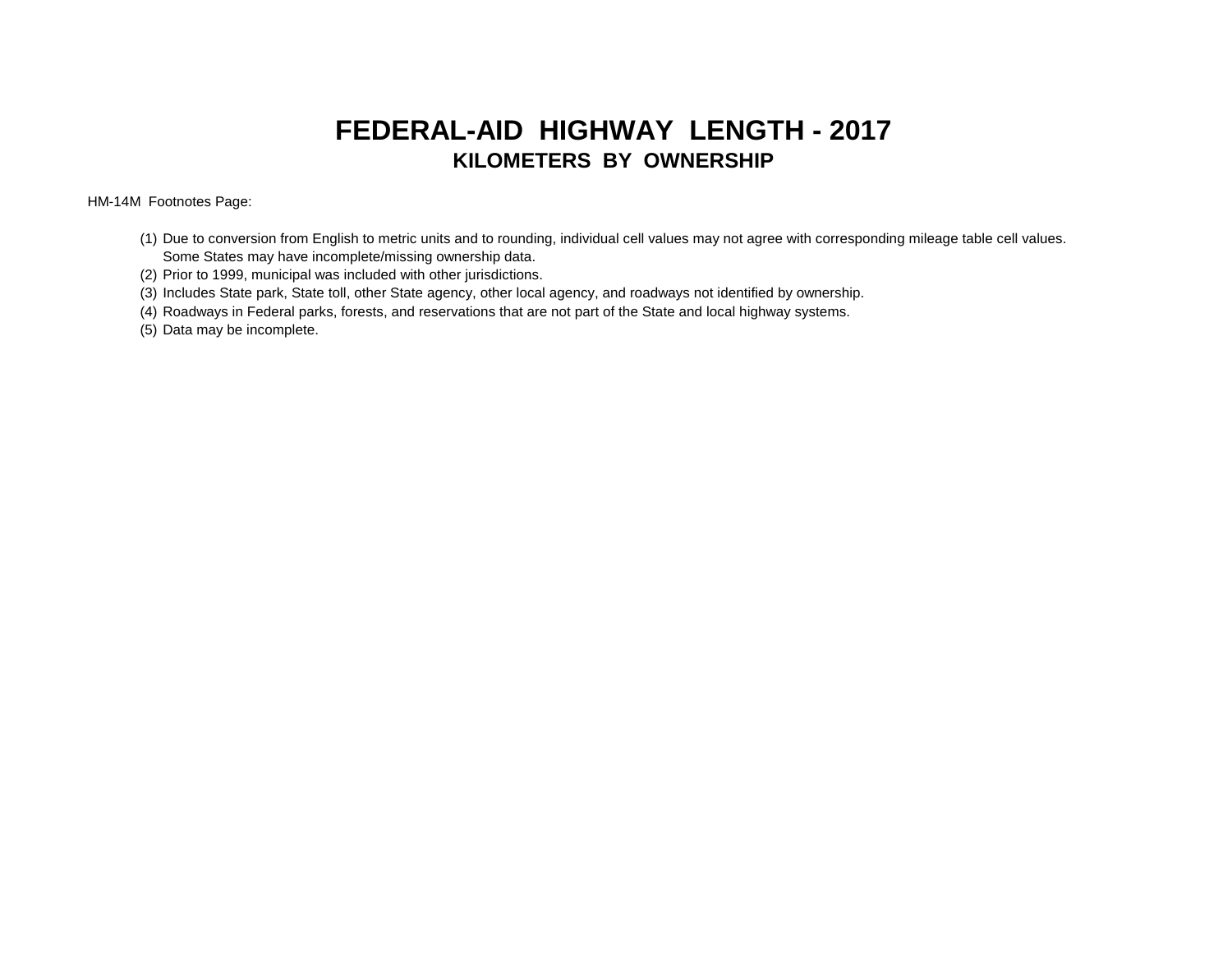# FEDERAL-AID HIGHWAY LENGTH - 2017

## KILOMETERS BY OWNERSHIP

HM-14M Footnotes Page:

(1) Due to conversion from English to metric units and to rounding, individual cell values may not agree with corresponding mileage table cell values. Some States may have incomplete/missing ownership data.
(2) Prior to 1999, municipal was included with other jurisdictions.
(3) Includes State park, State toll, other State agency, other local agency, and roadways not identified by ownership.
(4) Roadways in Federal parks, forests, and reservations that are not part of the State and local highway systems.
(5) Data may be incomplete.